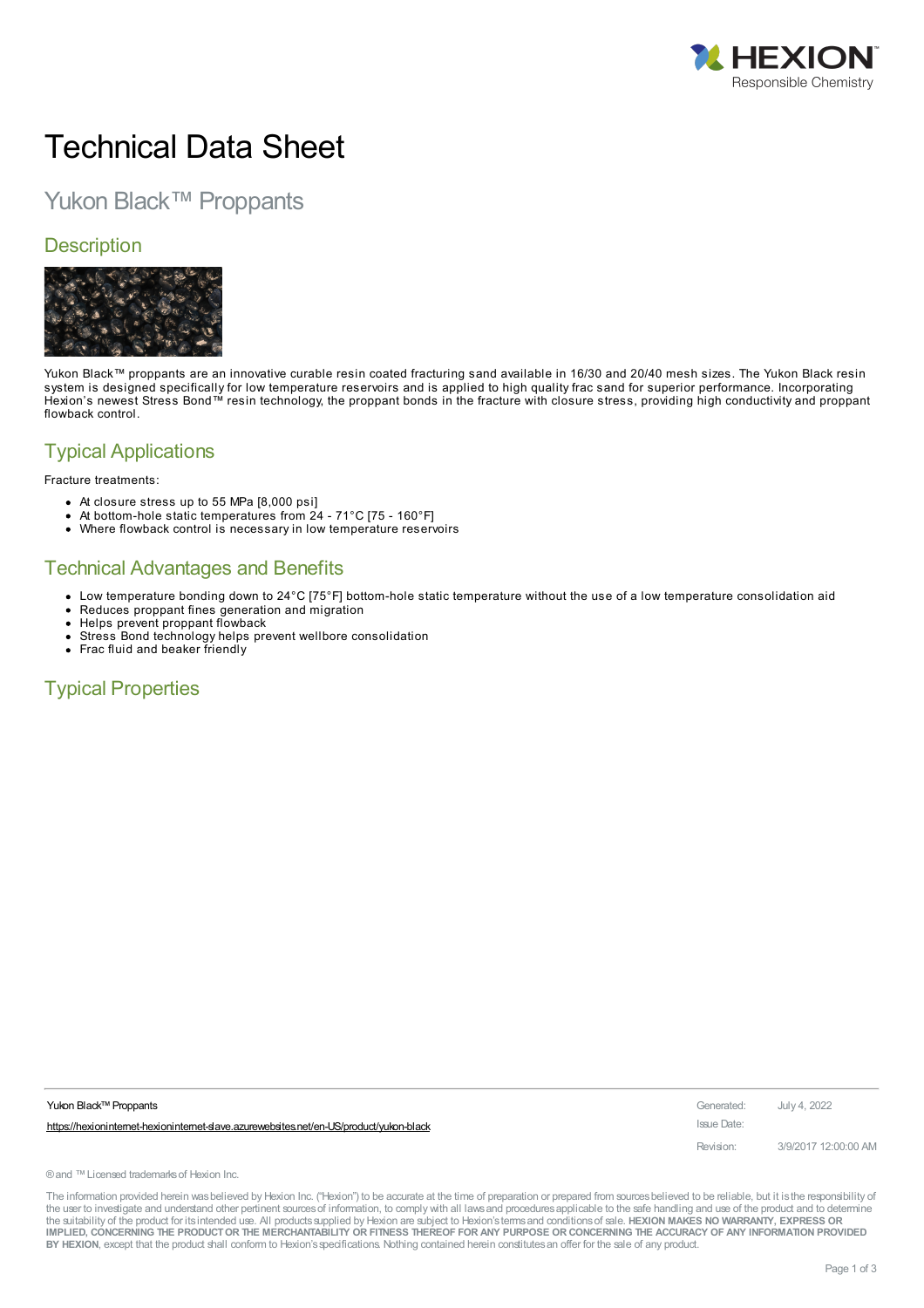# Technical Data Sheet

## Yukon Black™ Proppants

### Description

Yukon Black™ proppants are an innovative curable resin coated fracturing sand available in 16/30 and 20/40 mesh sizes. The Yukon Black resin system is designed specifically for low temperature reservoirs and is applied to high quality frac sand for superior performance. Incorporating Hexion's newest Stress Bond™ resin technology, the proppant bonds in the fracture with closure stress, providing high conductivity and proppant flowback control.

### Typical Applications

Fracture treatments:

- At closure stress up to 55 MPa [8,000 psi]
- At bottom-hole static temperatures from 24 - 71°C [75 - 160°F]
- Where flowback control is necessary in low temperature reservoirs

### Technical Advantages and Benefits

- Low temperature bonding down to 24°C [75°F] bottom-hole static temperature without the use of a low temperature consolidation aid
- Reduces proppant fines generation and migration
- Helps prevent proppant flowback
- Stress Bond technology helps prevent wellbore consolidation
- Frac fluid and beaker friendly

### Typical Properties

Yukon Black™ Proppants

https://hexioninternet-hexioninternet-slave.azurewebsites.net/en-US/product/yukon-black

Generated: July 4, 2022

Issue Date:

Revision: 3/9/2017 12:00:00 AM

® and ™ Licensed trademarks of Hexion Inc.

The information provided herein was believed by Hexion Inc. ("Hexion") to be accurate at the time of preparation or prepared from sources believed to be reliable, but it is the responsibility of the user to investigate and understand other pertinent sources of information, to comply with all laws and procedures applicable to the safe handling and use of the product and to determine the suitability of the product for its intended use. All products supplied by Hexion are subject to Hexion's terms and conditions of sale. **HEXION MAKES NO WARRANTY, EXPRESS OR IMPLIED, CONCERNING THE PRODUCT OR THE MERCHANTABILITY OR FITNESS THEREOF FOR ANY PURPOSE OR CONCERNING THE ACCURACY OF ANY INFORMATION PROVIDED BY HEXION**, except that the product shall conform to Hexion's specifications. Nothing contained herein constitutes an offer for the sale of any product.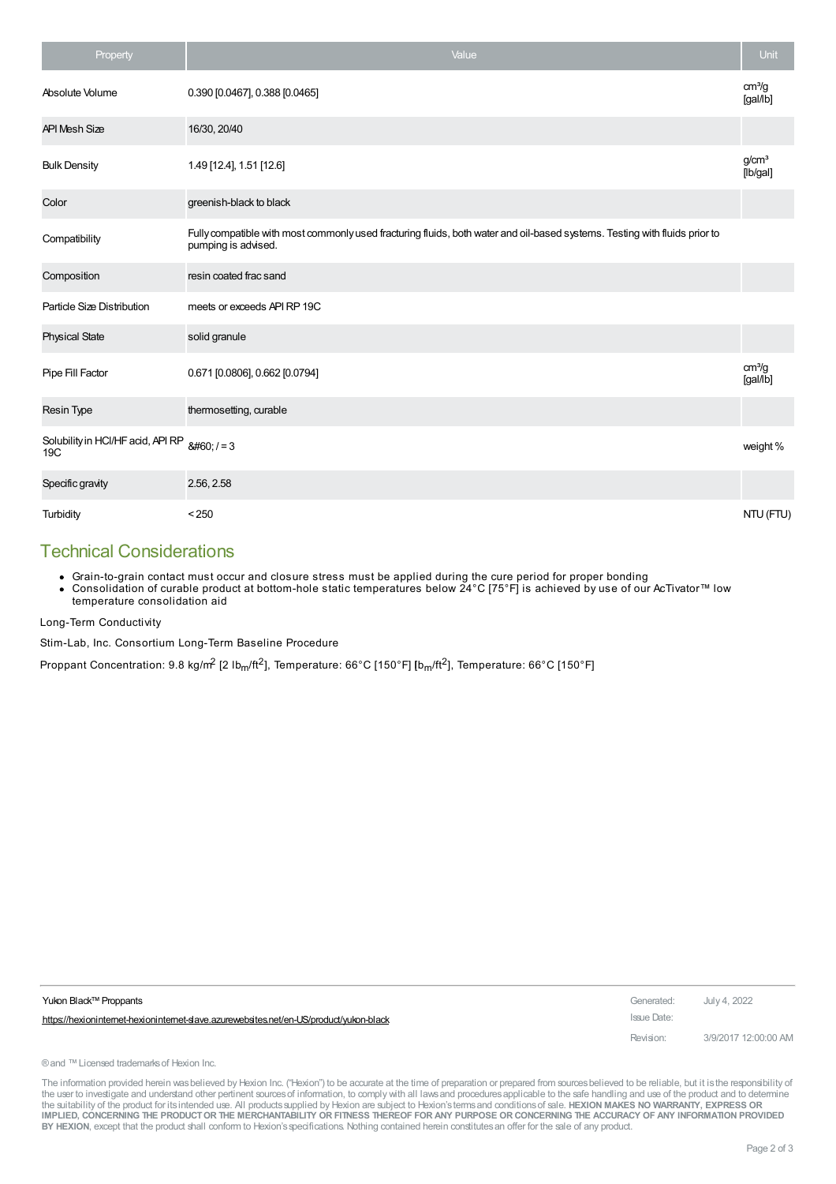| Property | Value | Unit |
|---|---|---|
| Absolute Volume | 0.390 [0.0467], 0.388 [0.0465] | cm³/g [gal/lb] |
| API Mesh Size | 16/30, 20/40 | |
| Bulk Density | 1.49 [12.4], 1.51 [12.6] | g/cm³ [lb/gal] |
| Color | greenish-black to black | |
| Compatibility | Fully compatible with most commonly used fracturing fluids, both water and oil-based systems. Testing with fluids prior to pumping is advised. | |
| Composition | resin coated frac sand | |
| Particle Size Distribution | meets or exceeds API RP 19C | |
| Physical State | solid granule | |
| Pipe Fill Factor | 0.671 [0.0806], 0.662 [0.0794] | cm³/g [gal/lb] |
| Resin Type | thermosetting, curable | |
| Solubility in HCl/HF acid, API RP 19C | &#60; / = 3 | weight % |
| Specific gravity | 2.56, 2.58 | |
| Turbidity | < 250 | NTU (FTU) |

## Technical Considerations

- Grain-to-grain contact must occur and closure stress must be applied during the cure period for proper bonding
- Consolidation of curable product at bottom-hole static temperatures below 24°C [75°F] is achieved by use of our AcTivator™ low temperature consolidation aid

Long-Term Conductivity

Stim-Lab, Inc. Consortium Long-Term Baseline Procedure

Proppant Concentration: 9.8 kg/m$^2$ [2 lb$_m$/ft$^2$], Temperature: 66°C [150°F] [b$_m$/ft$^2$], Temperature: 66°C [150°F]

Yukon Black™ Proppants

https://hexioninternet-hexioninternet-slave.azurewebsites.net/en-US/product/yukon-black

Generated: July 4, 2022

Issue Date:

Revision: 3/9/2017 12:00:00 AM

® and ™ Licensed trademarks of Hexion Inc.

The information provided herein was believed by Hexion Inc. ("Hexion") to be accurate at the time of preparation or prepared from sources believed to be reliable, but it is the responsibility of the user to investigate and understand other pertinent sources of information, to comply with all laws and procedures applicable to the safe handling and use of the product and to determine the suitability of the product for its intended use. All products supplied by Hexion are subject to Hexion's terms and conditions of sale. **HEXION MAKES NO WARRANTY, EXPRESS OR IMPLIED, CONCERNING THE PRODUCT OR THE MERCHANTABILITY OR FITNESS THEREOF FOR ANY PURPOSE OR CONCERNING THE ACCURACY OF ANY INFORMATION PROVIDED BY HEXION**, except that the product shall conform to Hexion's specifications. Nothing contained herein constitutes an offer for the sale of any product.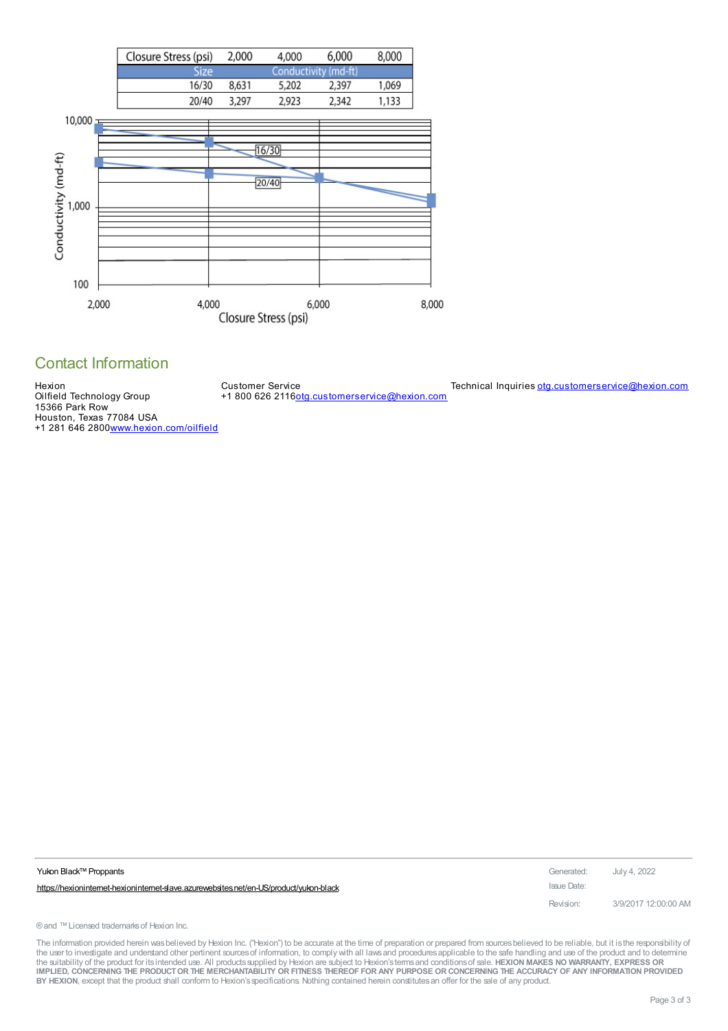| Closure Stress (psi) | 2,000 | 4,000 | 6,000 | 8,000 |
|---|---|---|---|---|
| Size | Conductivity (md-ft) | | | |
| 16/30 | 8,631 | 5,202 | 2,397 | 1,069 |
| 20/40 | 3,297 | 2,923 | 2,342 | 1,133 |

Conductivity (md-ft)

10,000

1,000

100

16/30

20/40

2,000

4,000

6,000

8,000

Closure Stress (psi)

## Contact Information

Hexion
Oilfield Technology Group
15366 Park Row
Houston, Texas 77084 USA
+1 281 646 2800 [www.hexion.com/oilfield](www.hexion.com/oilfield)

Customer Service
+1 800 626 2116 [otg.customerservice@hexion.com](mailto:otg.customerservice@hexion.com)

Technical Inquiries [otg.customerservice@hexion.com](mailto:otg.customerservice@hexion.com)

Yukon Black™ Proppants

https://hexioninternet-hexioninternet-slave.azurewebsites.net/en-US/product/yukon-black

Generated: July 4, 2022

Issue Date:

Revision: 3/9/2017 12:00:00 AM

® and ™ Licensed trademarks of Hexion Inc.

The information provided herein was believed by Hexion Inc. ("Hexion") to be accurate at the time of preparation or prepared from sources believed to be reliable, but it is the responsibility of the user to investigate and understand other pertinent sources of information, to comply with all laws and procedures applicable to the safe handling and use of the product and to determine the suitability of the product for its intended use. All products supplied by Hexion are subject to Hexion's terms and conditions of sale. **HEXION MAKES NO WARRANTY, EXPRESS OR IMPLIED, CONCERNING THE PRODUCT OR THE MERCHANTABILITY OR FITNESS THEREOF FOR ANY PURPOSE OR CONCERNING THE ACCURACY OF ANY INFORMATION PROVIDED BY HEXION**, except that the product shall conform to Hexion's specifications. Nothing contained herein constitutes an offer for the sale of any product.